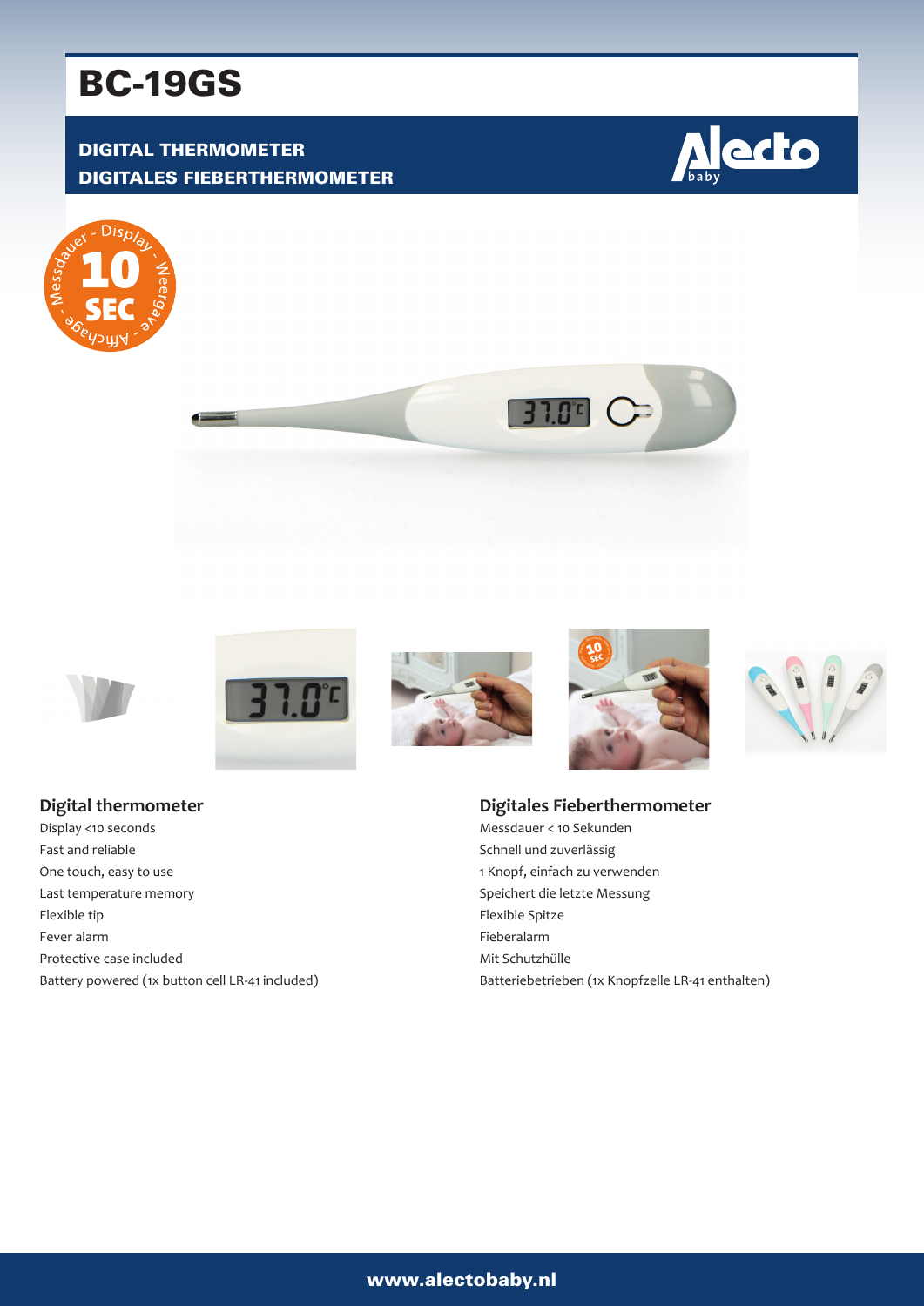# BC-19GS

## DIGITAL THERMOMETER
## DIGITALES FIEBERTHERMOMETER

### Digital thermometer

Display <10 seconds
Fast and reliable
One touch, easy to use
Last temperature memory
Flexible tip
Fever alarm
Protective case included
Battery powered (1x button cell LR-41 included)

### Digitales Fieberthermometer

Messdauer < 10 Sekunden
Schnell und zuverlässig
1 Knopf, einfach zu verwenden
Speichert die letzte Messung
Flexible Spitze
Fieberalarm
Mit Schutzhülle
Batteriebetrieben (1x Knopfzelle LR-41 enthalten)

www.alectobaby.nl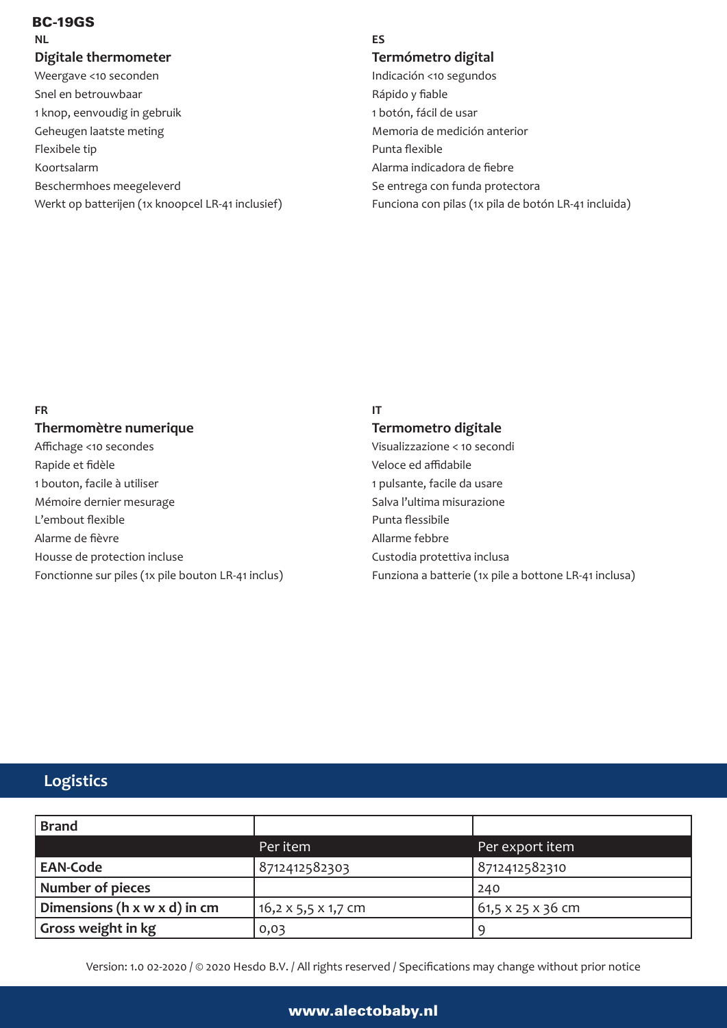**BC-19GS**

**NL**

## Digitale thermometer

Weergave <10 seconden
Snel en betrouwbaar
1 knop, eenvoudig in gebruik
Geheugen laatste meting
Flexibele tip
Koortsalarm
Beschermhoes meegeleverd
Werkt op batterijen (1x knoopcel LR-41 inclusief)

**ES**

## Termómetro digital

Indicación <10 segundos
Rápido y fiable
1 botón, fácil de usar
Memoria de medición anterior
Punta flexible
Alarma indicadora de fiebre
Se entrega con funda protectora
Funciona con pilas (1x pila de botón LR-41 incluida)

**FR**

## Thermomètre numerique

Affichage <10 secondes
Rapide et fidèle
1 bouton, facile à utiliser
Mémoire dernier mesurage
L'embout flexible
Alarme de fièvre
Housse de protection incluse
Fonctionne sur piles (1x pile bouton LR-41 inclus)

**IT**

## Termometro digitale

Visualizzazione < 10 secondi
Veloce ed affidabile
1 pulsante, facile da usare
Salva l'ultima misurazione
Punta flessibile
Allarme febbre
Custodia protettiva inclusa
Funziona a batterie (1x pile a bottone LR-41 inclusa)

## Logistics

| **Brand** | | |
|---|---|---|
| | Per item | Per export item |
| **EAN-Code** | 8712412582303 | 8712412582310 |
| **Number of pieces** | | 240 |
| **Dimensions (h x w x d) in cm** | 16,2 x 5,5 x 1,7 cm | 61,5 x 25 x 36 cm |
| **Gross weight in kg** | 0,03 | 9 |

Version: 1.0 02-2020 / © 2020 Hesdo B.V. / All rights reserved / Specifications may change without prior notice

**www.alectobaby.nl**